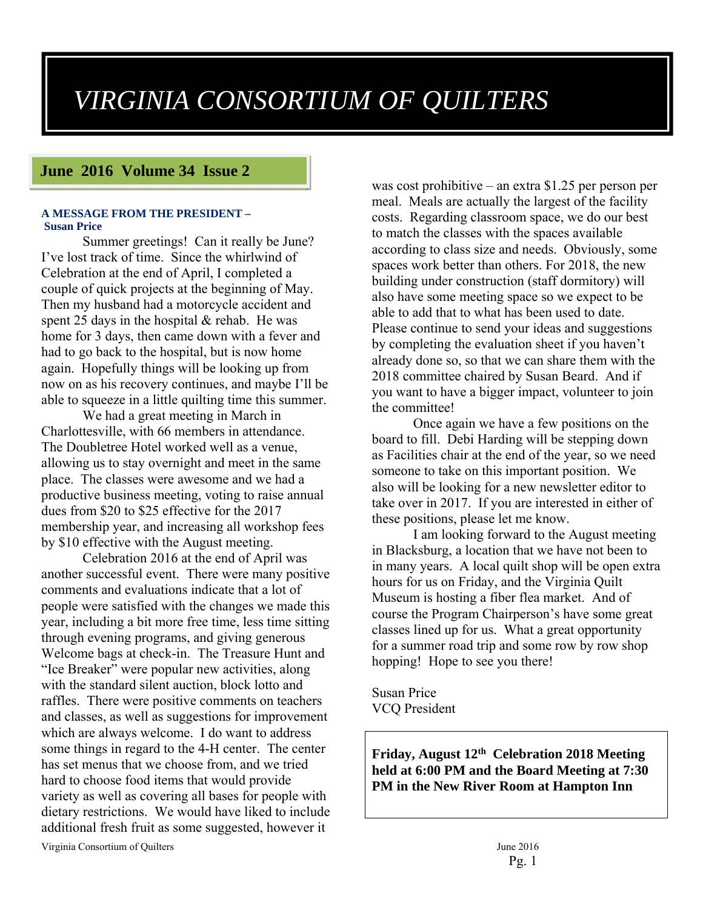# VIRGINIA CONSORTIUM OF QUILTERS

## June 2016 Volume 34 Issue 2

**A MESSAGE FROM THE PRESIDENT – Susan Price**

Summer greetings! Can it really be June? I've lost track of time. Since the whirlwind of Celebration at the end of April, I completed a couple of quick projects at the beginning of May. Then my husband had a motorcycle accident and spent 25 days in the hospital & rehab. He was home for 3 days, then came down with a fever and had to go back to the hospital, but is now home again. Hopefully things will be looking up from now on as his recovery continues, and maybe I'll be able to squeeze in a little quilting time this summer.

We had a great meeting in March in Charlottesville, with 66 members in attendance. The Doubletree Hotel worked well as a venue, allowing us to stay overnight and meet in the same place. The classes were awesome and we had a productive business meeting, voting to raise annual dues from $20 to $25 effective for the 2017 membership year, and increasing all workshop fees by $10 effective with the August meeting.

Celebration 2016 at the end of April was another successful event. There were many positive comments and evaluations indicate that a lot of people were satisfied with the changes we made this year, including a bit more free time, less time sitting through evening programs, and giving generous Welcome bags at check-in. The Treasure Hunt and "Ice Breaker" were popular new activities, along with the standard silent auction, block lotto and raffles. There were positive comments on teachers and classes, as well as suggestions for improvement which are always welcome. I do want to address some things in regard to the 4-H center. The center has set menus that we choose from, and we tried hard to choose food items that would provide variety as well as covering all bases for people with dietary restrictions. We would have liked to include additional fresh fruit as some suggested, however it was cost prohibitive – an extra $1.25 per person per meal. Meals are actually the largest of the facility costs. Regarding classroom space, we do our best to match the classes with the spaces available according to class size and needs. Obviously, some spaces work better than others. For 2018, the new building under construction (staff dormitory) will also have some meeting space so we expect to be able to add that to what has been used to date. Please continue to send your ideas and suggestions by completing the evaluation sheet if you haven't already done so, so that we can share them with the 2018 committee chaired by Susan Beard. And if you want to have a bigger impact, volunteer to join the committee!

Once again we have a few positions on the board to fill. Debi Harding will be stepping down as Facilities chair at the end of the year, so we need someone to take on this important position. We also will be looking for a new newsletter editor to take over in 2017. If you are interested in either of these positions, please let me know.

I am looking forward to the August meeting in Blacksburg, a location that we have not been to in many years. A local quilt shop will be open extra hours for us on Friday, and the Virginia Quilt Museum is hosting a fiber flea market. And of course the Program Chairperson's have some great classes lined up for us. What a great opportunity for a summer road trip and some row by row shop hopping! Hope to see you there!

Susan Price
VCQ President

**Friday, August 12th Celebration 2018 Meeting held at 6:00 PM and the Board Meeting at 7:30 PM in the New River Room at Hampton Inn**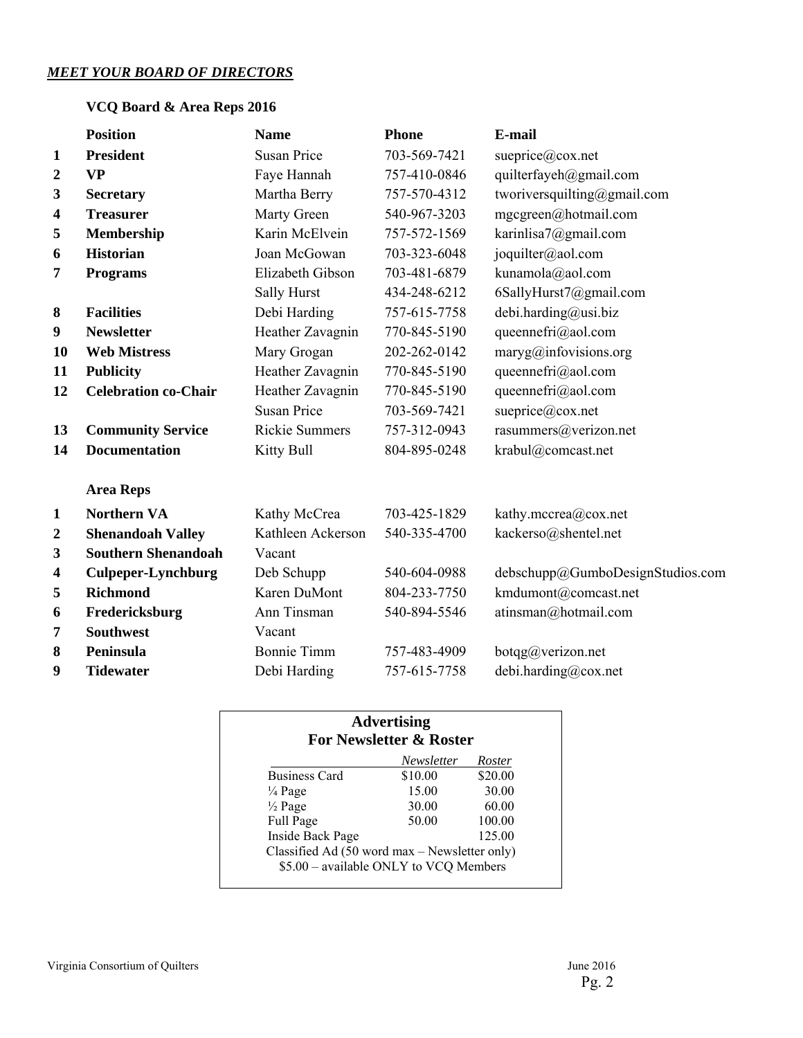***MEET YOUR BOARD OF DIRECTORS***

**VCQ Board & Area Reps 2016**

| | Position | Name | Phone | E-mail |
|---|---|---|---|---|
| 1 | **President** | Susan Price | 703-569-7421 | sueprice@cox.net |
| 2 | **VP** | Faye Hannah | 757-410-0846 | quilterfayeh@gmail.com |
| 3 | **Secretary** | Martha Berry | 757-570-4312 | tworiversquilting@gmail.com |
| 4 | **Treasurer** | Marty Green | 540-967-3203 | mgcgreen@hotmail.com |
| 5 | **Membership** | Karin McElvein | 757-572-1569 | karinlisa7@gmail.com |
| 6 | **Historian** | Joan McGowan | 703-323-6048 | joquilter@aol.com |
| 7 | **Programs** | Elizabeth Gibson | 703-481-6879 | kunamola@aol.com |
| | | Sally Hurst | 434-248-6212 | 6SallyHurst7@gmail.com |
| 8 | **Facilities** | Debi Harding | 757-615-7758 | debi.harding@usi.biz |
| 9 | **Newsletter** | Heather Zavagnin | 770-845-5190 | queennefri@aol.com |
| 10 | **Web Mistress** | Mary Grogan | 202-262-0142 | maryg@infovisions.org |
| 11 | **Publicity** | Heather Zavagnin | 770-845-5190 | queennefri@aol.com |
| 12 | **Celebration co-Chair** | Heather Zavagnin | 770-845-5190 | queennefri@aol.com |
| | | Susan Price | 703-569-7421 | sueprice@cox.net |
| 13 | **Community Service** | Rickie Summers | 757-312-0943 | rasummers@verizon.net |
| 14 | **Documentation** | Kitty Bull | 804-895-0248 | krabul@comcast.net |

**Area Reps**

| | Area | Name | Phone | E-mail |
|---|---|---|---|---|
| 1 | **Northern VA** | Kathy McCrea | 703-425-1829 | kathy.mccrea@cox.net |
| 2 | **Shenandoah Valley** | Kathleen Ackerson | 540-335-4700 | kackerso@shentel.net |
| 3 | **Southern Shenandoah** | Vacant | | |
| 4 | **Culpeper-Lynchburg** | Deb Schupp | 540-604-0988 | debschupp@GumboDesignStudios.com |
| 5 | **Richmond** | Karen DuMont | 804-233-7750 | kmdumont@comcast.net |
| 6 | **Fredericksburg** | Ann Tinsman | 540-894-5546 | atinsman@hotmail.com |
| 7 | **Southwest** | Vacant | | |
| 8 | **Peninsula** | Bonnie Timm | 757-483-4909 | botqg@verizon.net |
| 9 | **Tidewater** | Debi Harding | 757-615-7758 | debi.harding@cox.net |

**Advertising**
**For Newsletter & Roster**

| | *Newsletter* | *Roster* |
|---|---|---|
| Business Card | $10.00 | $20.00 |
| ¼ Page | 15.00 | 30.00 |
| ½ Page | 30.00 | 60.00 |
| Full Page | 50.00 | 100.00 |
| Inside Back Page | | 125.00 |

Classified Ad (50 word max – Newsletter only)
$5.00 – available ONLY to VCQ Members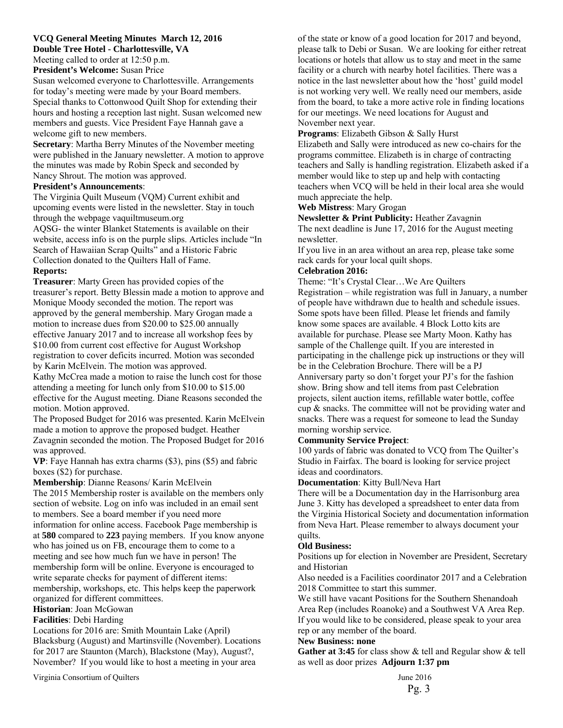**VCQ General Meeting Minutes March 12, 2016**
**Double Tree Hotel - Charlottesville, VA**

Meeting called to order at 12:50 p.m.

**President's Welcome:** Susan Price

Susan welcomed everyone to Charlottesville. Arrangements for today's meeting were made by your Board members. Special thanks to Cottonwood Quilt Shop for extending their hours and hosting a reception last night. Susan welcomed new members and guests. Vice President Faye Hannah gave a welcome gift to new members.

**Secretary**: Martha Berry Minutes of the November meeting were published in the January newsletter. A motion to approve the minutes was made by Robin Speck and seconded by Nancy Shrout. The motion was approved.

**President's Announcements**:

The Virginia Quilt Museum (VQM) Current exhibit and upcoming events were listed in the newsletter. Stay in touch through the webpage vaquiltmuseum.org

AQSG- the winter Blanket Statements is available on their website, access info is on the purple slips. Articles include "In Search of Hawaiian Scrap Quilts" and a Historic Fabric Collection donated to the Quilters Hall of Fame.

**Reports:**

**Treasurer**: Marty Green has provided copies of the treasurer's report. Betty Blessin made a motion to approve and Monique Moody seconded the motion. The report was approved by the general membership. Mary Grogan made a motion to increase dues from $20.00 to $25.00 annually effective January 2017 and to increase all workshop fees by $10.00 from current cost effective for August Workshop registration to cover deficits incurred. Motion was seconded by Karin McElvein. The motion was approved.

Kathy McCrea made a motion to raise the lunch cost for those attending a meeting for lunch only from $10.00 to $15.00 effective for the August meeting. Diane Reasons seconded the motion. Motion approved.

The Proposed Budget for 2016 was presented. Karin McElvein made a motion to approve the proposed budget. Heather Zavagnin seconded the motion. The Proposed Budget for 2016 was approved.

**VP**: Faye Hannah has extra charms ($3), pins ($5) and fabric boxes ($2) for purchase.

**Membership**: Dianne Reasons/ Karin McElvein

The 2015 Membership roster is available on the members only section of website. Log on info was included in an email sent to members. See a board member if you need more information for online access. Facebook Page membership is at **580** compared to **223** paying members. If you know anyone who has joined us on FB, encourage them to come to a meeting and see how much fun we have in person! The membership form will be online. Everyone is encouraged to write separate checks for payment of different items: membership, workshops, etc. This helps keep the paperwork organized for different committees.

**Historian**: Joan McGowan

**Facilities**: Debi Harding

Locations for 2016 are: Smith Mountain Lake (April) Blacksburg (August) and Martinsville (November). Locations for 2017 are Staunton (March), Blackstone (May), August?, November? If you would like to host a meeting in your area of the state or know of a good location for 2017 and beyond, please talk to Debi or Susan. We are looking for either retreat locations or hotels that allow us to stay and meet in the same facility or a church with nearby hotel facilities. There was a notice in the last newsletter about how the 'host' guild model is not working very well. We really need our members, aside from the board, to take a more active role in finding locations for our meetings. We need locations for August and November next year.

**Programs**: Elizabeth Gibson & Sally Hurst

Elizabeth and Sally were introduced as new co-chairs for the programs committee. Elizabeth is in charge of contracting teachers and Sally is handling registration. Elizabeth asked if a member would like to step up and help with contacting teachers when VCQ will be held in their local area she would much appreciate the help.

**Web Mistress**: Mary Grogan

**Newsletter & Print Publicity:** Heather Zavagnin

The next deadline is June 17, 2016 for the August meeting newsletter.

If you live in an area without an area rep, please take some rack cards for your local quilt shops.

**Celebration 2016:**

Theme: "It's Crystal Clear…We Are Quilters

Registration – while registration was full in January, a number of people have withdrawn due to health and schedule issues. Some spots have been filled. Please let friends and family know some spaces are available. 4 Block Lotto kits are available for purchase. Please see Marty Moon. Kathy has sample of the Challenge quilt. If you are interested in participating in the challenge pick up instructions or they will be in the Celebration Brochure. There will be a PJ Anniversary party so don't forget your PJ's for the fashion show. Bring show and tell items from past Celebration projects, silent auction items, refillable water bottle, coffee cup & snacks. The committee will not be providing water and snacks. There was a request for someone to lead the Sunday morning worship service.

**Community Service Project**:

100 yards of fabric was donated to VCQ from The Quilter's Studio in Fairfax. The board is looking for service project ideas and coordinators.

**Documentation**: Kitty Bull/Neva Hart

There will be a Documentation day in the Harrisonburg area June 3. Kitty has developed a spreadsheet to enter data from the Virginia Historical Society and documentation information from Neva Hart. Please remember to always document your quilts.

**Old Business:**

Positions up for election in November are President, Secretary and Historian

Also needed is a Facilities coordinator 2017 and a Celebration 2018 Committee to start this summer.

We still have vacant Positions for the Southern Shenandoah Area Rep (includes Roanoke) and a Southwest VA Area Rep. If you would like to be considered, please speak to your area rep or any member of the board.

**New Business: none**

**Gather at 3:45** for class show & tell and Regular show & tell as well as door prizes **Adjourn 1:37 pm**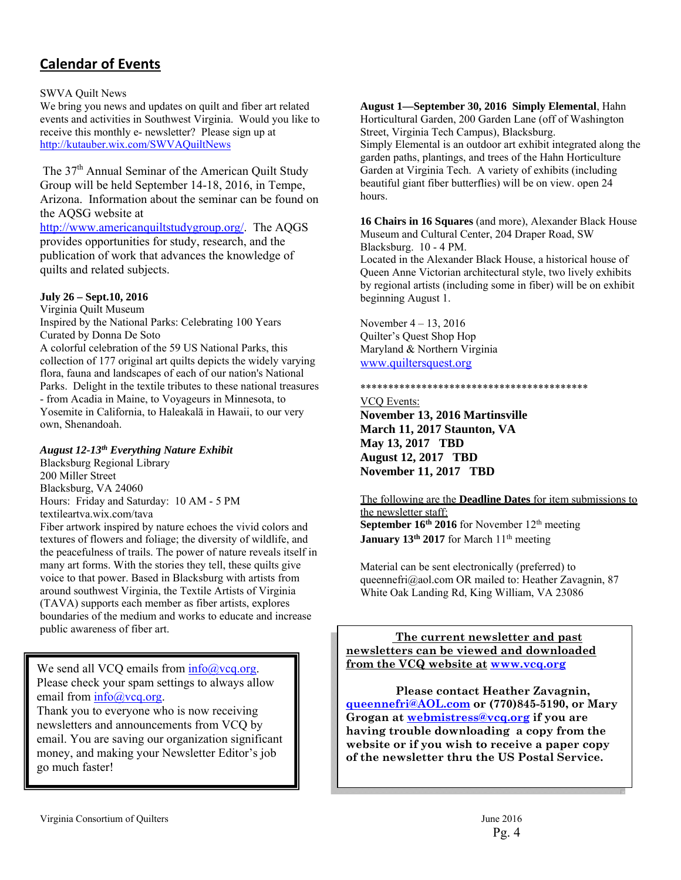# Calendar of Events

SWVA Quilt News
We bring you news and updates on quilt and fiber art related events and activities in Southwest Virginia. Would you like to receive this monthly e- newsletter? Please sign up at http://kutauber.wix.com/SWVAQuiltNews

The 37th Annual Seminar of the American Quilt Study Group will be held September 14-18, 2016, in Tempe, Arizona. Information about the seminar can be found on the AQSG website at http://www.americanquiltstudygroup.org/. The AQGS provides opportunities for study, research, and the publication of work that advances the knowledge of quilts and related subjects.

**July 26 – Sept.10, 2016**
Virginia Quilt Museum
Inspired by the National Parks: Celebrating 100 Years
Curated by Donna De Soto
A colorful celebration of the 59 US National Parks, this collection of 177 original art quilts depicts the widely varying flora, fauna and landscapes of each of our nation's National Parks. Delight in the textile tributes to these national treasures - from Acadia in Maine, to Voyageurs in Minnesota, to Yosemite in California, to Haleakalā in Hawaii, to our very own, Shenandoah.

***August 12-13th Everything Nature Exhibit***
Blacksburg Regional Library
200 Miller Street
Blacksburg, VA 24060
Hours: Friday and Saturday: 10 AM - 5 PM
textileartva.wix.com/tava
Fiber artwork inspired by nature echoes the vivid colors and textures of flowers and foliage; the diversity of wildlife, and the peacefulness of trails. The power of nature reveals itself in many art forms. With the stories they tell, these quilts give voice to that power. Based in Blacksburg with artists from around southwest Virginia, the Textile Artists of Virginia (TAVA) supports each member as fiber artists, explores boundaries of the medium and works to educate and increase public awareness of fiber art.

We send all VCQ emails from info@vcq.org. Please check your spam settings to always allow email from info@vcq.org.
Thank you to everyone who is now receiving newsletters and announcements from VCQ by email. You are saving our organization significant money, and making your Newsletter Editor's job go much faster!

**August 1—September 30, 2016 Simply Elemental**, Hahn Horticultural Garden, 200 Garden Lane (off of Washington Street, Virginia Tech Campus), Blacksburg.
Simply Elemental is an outdoor art exhibit integrated along the garden paths, plantings, and trees of the Hahn Horticulture Garden at Virginia Tech. A variety of exhibits (including beautiful giant fiber butterflies) will be on view. open 24 hours.

**16 Chairs in 16 Squares** (and more), Alexander Black House Museum and Cultural Center, 204 Draper Road, SW Blacksburg. 10 - 4 PM.
Located in the Alexander Black House, a historical house of Queen Anne Victorian architectural style, two lively exhibits by regional artists (including some in fiber) will be on exhibit beginning August 1.

November 4 – 13, 2016
Quilter's Quest Shop Hop
Maryland & Northern Virginia
www.quiltersquest.org

******************************************

VCQ Events:
**November 13, 2016 Martinsville**
**March 11, 2017 Staunton, VA**
**May 13, 2017 TBD**
**August 12, 2017 TBD**
**November 11, 2017 TBD**

The following are the **Deadline Dates** for item submissions to the newsletter staff:
**September 16th 2016** for November 12th meeting
**January 13th 2017** for March 11th meeting

Material can be sent electronically (preferred) to queennefri@aol.com OR mailed to: Heather Zavagnin, 87 White Oak Landing Rd, King William, VA 23086

**The current newsletter and past newsletters can be viewed and downloaded from the VCQ website at www.vcq.org**

**Please contact Heather Zavagnin, queennefri@AOL.com or (770)845-5190, or Mary Grogan at webmistress@vcq.org if you are having trouble downloading a copy from the website or if you wish to receive a paper copy of the newsletter thru the US Postal Service.**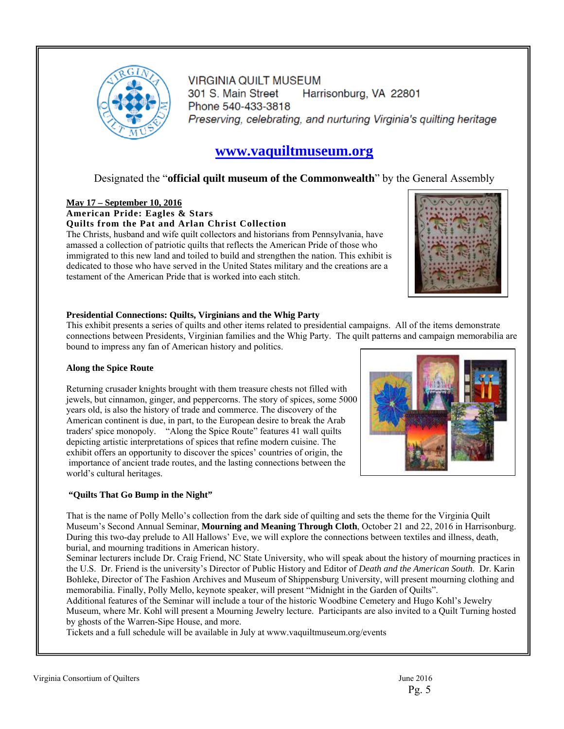# VIRGINIA QUILT MUSEUM

301 S. Main Street Harrisonburg, VA 22801
Phone 540-433-3818
*Preserving, celebrating, and nurturing Virginia's quilting heritage*

**www.vaquiltmuseum.org**

Designated the "**official quilt museum of the Commonwealth**" by the General Assembly

**May 17 – September 10, 2016**
**American Pride: Eagles & Stars**
**Quilts from the Pat and Arlan Christ Collection**

The Christs, husband and wife quilt collectors and historians from Pennsylvania, have amassed a collection of patriotic quilts that reflects the American Pride of those who immigrated to this new land and toiled to build and strengthen the nation. This exhibit is dedicated to those who have served in the United States military and the creations are a testament of the American Pride that is worked into each stitch.

**Presidential Connections: Quilts, Virginians and the Whig Party**

This exhibit presents a series of quilts and other items related to presidential campaigns. All of the items demonstrate connections between Presidents, Virginian families and the Whig Party. The quilt patterns and campaign memorabilia are bound to impress any fan of American history and politics.

**Along the Spice Route**

Returning crusader knights brought with them treasure chests not filled with jewels, but cinnamon, ginger, and peppercorns. The story of spices, some 5000 years old, is also the history of trade and commerce. The discovery of the American continent is due, in part, to the European desire to break the Arab traders' spice monopoly. "Along the Spice Route" features 41 wall quilts depicting artistic interpretations of spices that refine modern cuisine. The exhibit offers an opportunity to discover the spices' countries of origin, the importance of ancient trade routes, and the lasting connections between the world's cultural heritages.

**"Quilts That Go Bump in the Night"**

That is the name of Polly Mello's collection from the dark side of quilting and sets the theme for the Virginia Quilt Museum's Second Annual Seminar, **Mourning and Meaning Through Cloth**, October 21 and 22, 2016 in Harrisonburg. During this two-day prelude to All Hallows' Eve, we will explore the connections between textiles and illness, death, burial, and mourning traditions in American history.

Seminar lecturers include Dr. Craig Friend, NC State University, who will speak about the history of mourning practices in the U.S. Dr. Friend is the university's Director of Public History and Editor of *Death and the American South*. Dr. Karin Bohleke, Director of The Fashion Archives and Museum of Shippensburg University, will present mourning clothing and memorabilia. Finally, Polly Mello, keynote speaker, will present "Midnight in the Garden of Quilts".

Additional features of the Seminar will include a tour of the historic Woodbine Cemetery and Hugo Kohl's Jewelry Museum, where Mr. Kohl will present a Mourning Jewelry lecture. Participants are also invited to a Quilt Turning hosted by ghosts of the Warren-Sipe House, and more.

Tickets and a full schedule will be available in July at www.vaquiltmuseum.org/events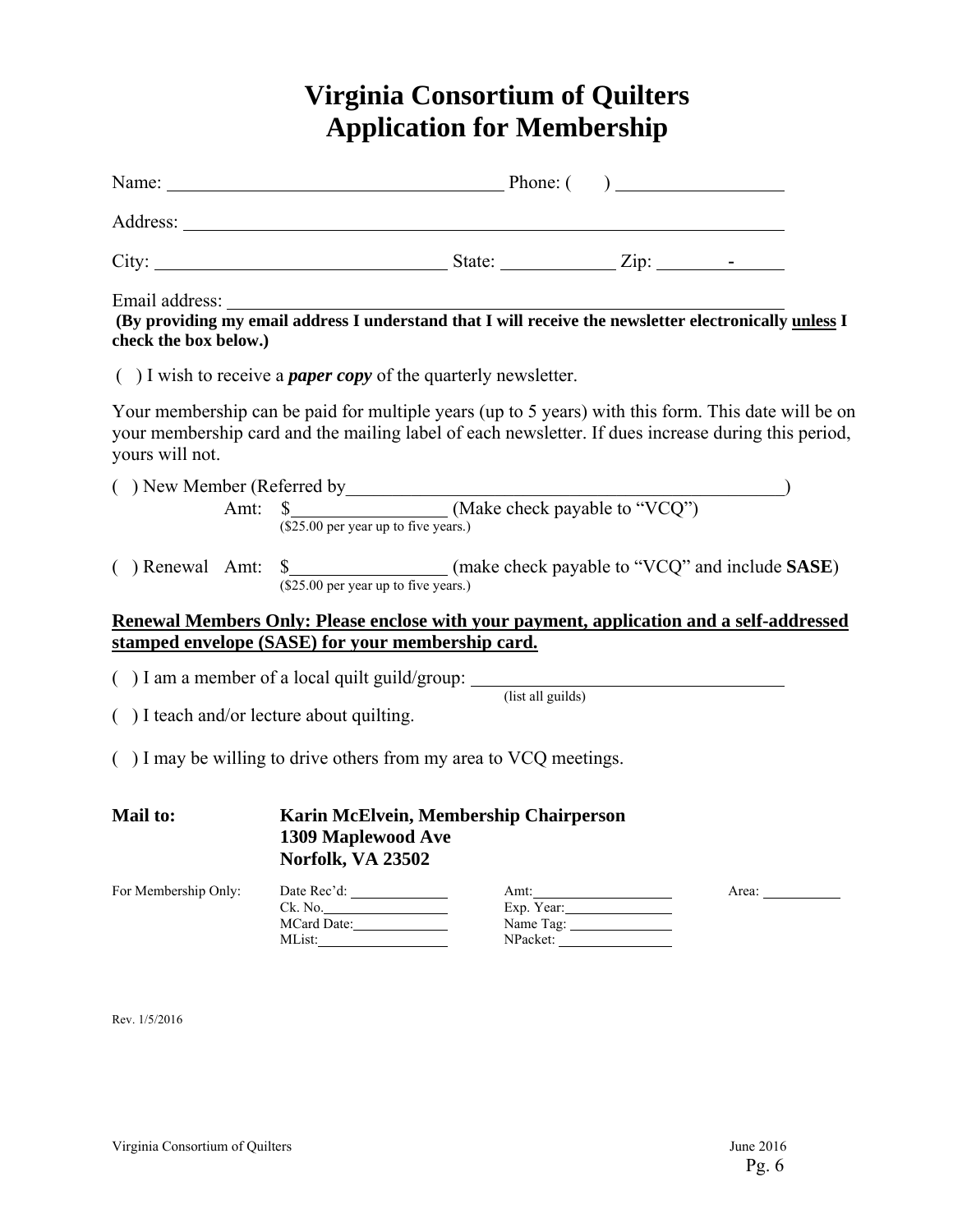# Virginia Consortium of Quilters
# Application for Membership

Name: ______________________________ Phone: ( ) ______________

Address: ____________________________________________________

City: ________________________ State: __________ Zip: _______-_____

Email address: _______________________________________________

**(By providing my email address I understand that I will receive the newsletter electronically <u>unless</u> I check the box below.)**

( ) I wish to receive a ***paper copy*** of the quarterly newsletter.

Your membership can be paid for multiple years (up to 5 years) with this form. This date will be on your membership card and the mailing label of each newsletter. If dues increase during this period, yours will not.

( ) New Member (Referred by______________________________________)
Amt: $______________ (Make check payable to "VCQ")
($25.00 per year up to five years.)

( ) Renewal Amt: $______________ (make check payable to "VCQ" and include **SASE**)
($25.00 per year up to five years.)

**<u>Renewal Members Only: Please enclose with your payment, application and a self-addressed stamped envelope (SASE) for your membership card.</u>**

( ) I am a member of a local quilt guild/group: ____________________________
(list all guilds)

( ) I teach and/or lecture about quilting.

( ) I may be willing to drive others from my area to VCQ meetings.

**Mail to:** **Karin McElvein, Membership Chairperson**
**1309 Maplewood Ave**
**Norfolk, VA 23502**

| For Membership Only: | Date Rec'd: ________ | Amt: ________ | Area: ________ |
|---|---|---|---|
| | Ck. No. ________ | Exp. Year: ________ | |
| | MCard Date: ________ | Name Tag: ________ | |
| | MList: ________ | NPacket: ________ | |

Rev. 1/5/2016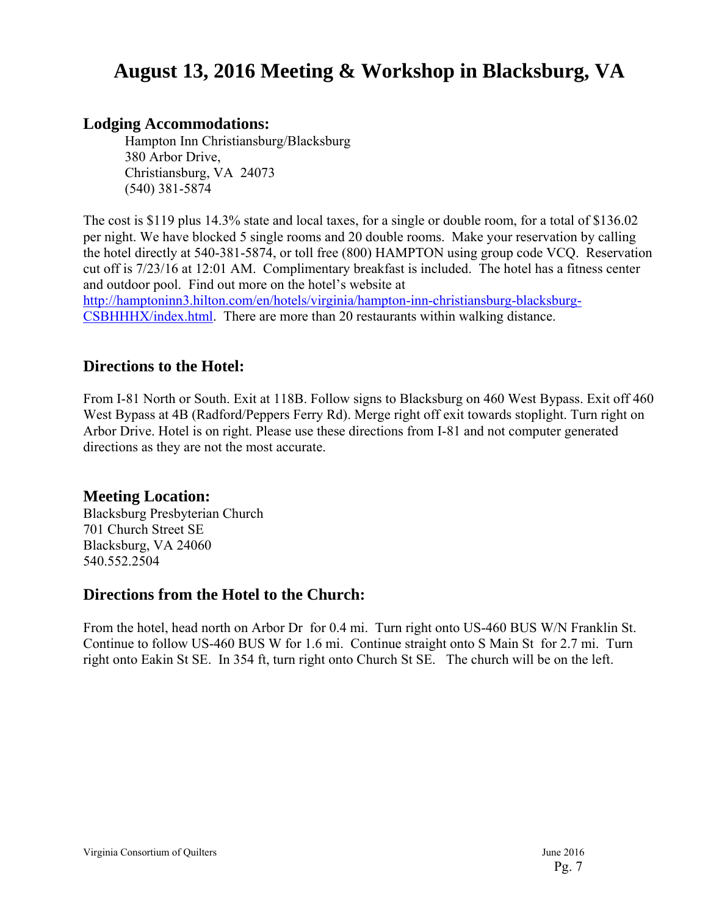# August 13, 2016 Meeting & Workshop in Blacksburg, VA

## Lodging Accommodations:

Hampton Inn Christiansburg/Blacksburg
380 Arbor Drive,
Christiansburg, VA 24073
(540) 381-5874

The cost is $119 plus 14.3% state and local taxes, for a single or double room, for a total of $136.02 per night. We have blocked 5 single rooms and 20 double rooms. Make your reservation by calling the hotel directly at 540-381-5874, or toll free (800) HAMPTON using group code VCQ. Reservation cut off is 7/23/16 at 12:01 AM. Complimentary breakfast is included. The hotel has a fitness center and outdoor pool. Find out more on the hotel's website at [http://hamptoninn3.hilton.com/en/hotels/virginia/hampton-inn-christiansburg-blacksburg-CSBHHHX/index.html](http://hamptoninn3.hilton.com/en/hotels/virginia/hampton-inn-christiansburg-blacksburg-CSBHHHX/index.html). There are more than 20 restaurants within walking distance.

## Directions to the Hotel:

From I-81 North or South. Exit at 118B. Follow signs to Blacksburg on 460 West Bypass. Exit off 460 West Bypass at 4B (Radford/Peppers Ferry Rd). Merge right off exit towards stoplight. Turn right on Arbor Drive. Hotel is on right. Please use these directions from I-81 and not computer generated directions as they are not the most accurate.

## Meeting Location:

Blacksburg Presbyterian Church
701 Church Street SE
Blacksburg, VA 24060
540.552.2504

## Directions from the Hotel to the Church:

From the hotel, head north on Arbor Dr for 0.4 mi. Turn right onto US-460 BUS W/N Franklin St. Continue to follow US-460 BUS W for 1.6 mi. Continue straight onto S Main St for 2.7 mi. Turn right onto Eakin St SE. In 354 ft, turn right onto Church St SE. The church will be on the left.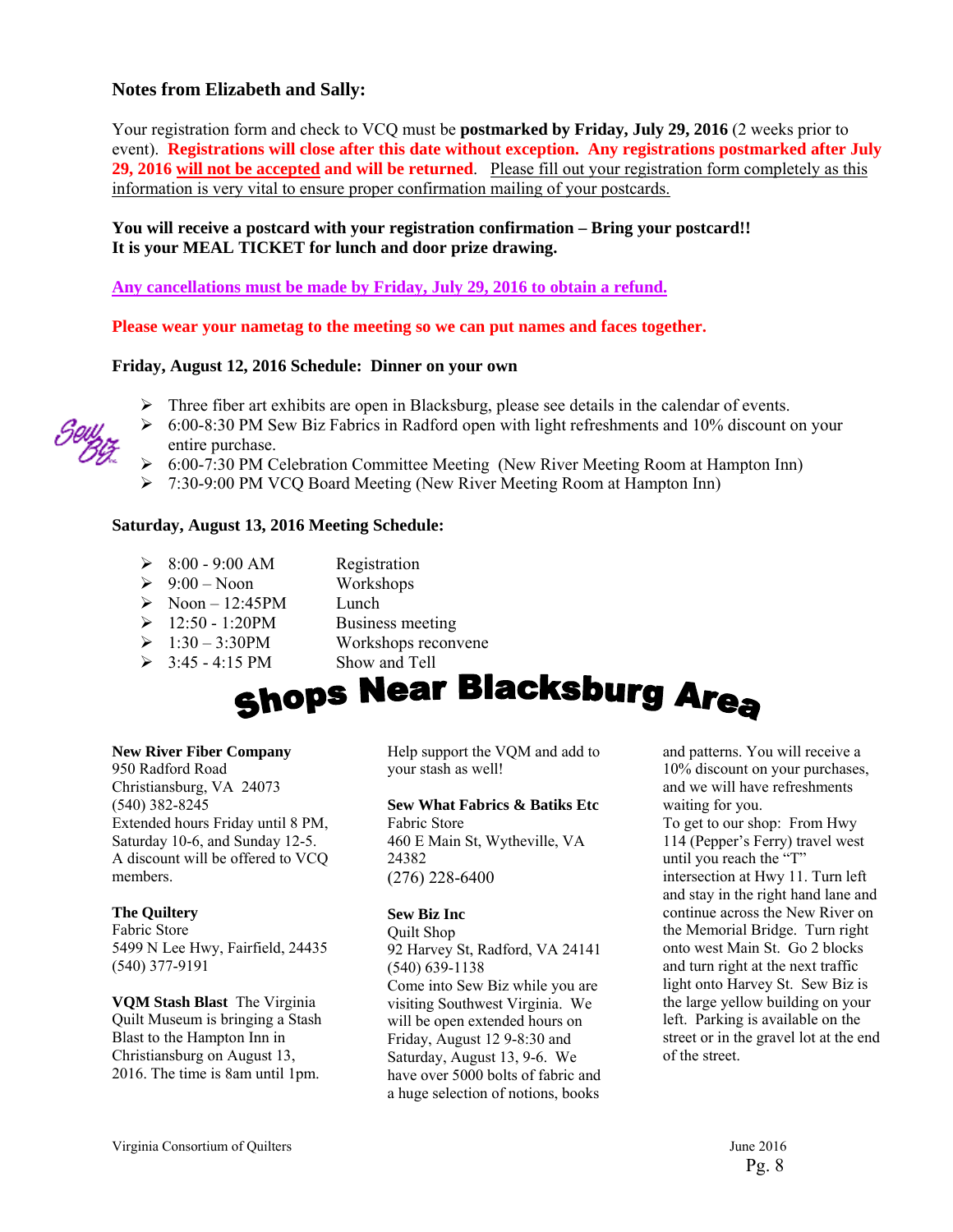### Notes from Elizabeth and Sally:

Your registration form and check to VCQ must be **postmarked by Friday, July 29, 2016** (2 weeks prior to event). **Registrations will close after this date without exception. Any registrations postmarked after July 29, 2016 will not be accepted and will be returned**. Please fill out your registration form completely as this information is very vital to ensure proper confirmation mailing of your postcards.

**You will receive a postcard with your registration confirmation – Bring your postcard!! It is your MEAL TICKET for lunch and door prize drawing.**

**Any cancellations must be made by Friday, July 29, 2016 to obtain a refund.**

**Please wear your nametag to the meeting so we can put names and faces together.**

**Friday, August 12, 2016 Schedule: Dinner on your own**

- Three fiber art exhibits are open in Blacksburg, please see details in the calendar of events.
- 6:00-8:30 PM Sew Biz Fabrics in Radford open with light refreshments and 10% discount on your entire purchase.
- 6:00-7:30 PM Celebration Committee Meeting (New River Meeting Room at Hampton Inn)
- 7:30-9:00 PM VCQ Board Meeting (New River Meeting Room at Hampton Inn)

**Saturday, August 13, 2016 Meeting Schedule:**

- 8:00 - 9:00 AM — Registration
- 9:00 – Noon — Workshops
- Noon – 12:45PM — Lunch
- 12:50 - 1:20PM — Business meeting
- 1:30 – 3:30PM — Workshops reconvene
- 3:45 - 4:15 PM — Show and Tell

# Shops Near Blacksburg Area

**New River Fiber Company**
950 Radford Road
Christiansburg, VA 24073
(540) 382-8245
Extended hours Friday until 8 PM, Saturday 10-6, and Sunday 12-5. A discount will be offered to VCQ members.

**The Quiltery**
Fabric Store
5499 N Lee Hwy, Fairfield, 24435
(540) 377-9191

**VQM Stash Blast** The Virginia Quilt Museum is bringing a Stash Blast to the Hampton Inn in Christiansburg on August 13, 2016. The time is 8am until 1pm. Help support the VQM and add to your stash as well!

**Sew What Fabrics & Batiks Etc**
Fabric Store
460 E Main St, Wytheville, VA 24382
(276) 228-6400

**Sew Biz Inc**
Quilt Shop
92 Harvey St, Radford, VA 24141
(540) 639-1138
Come into Sew Biz while you are visiting Southwest Virginia. We will be open extended hours on Friday, August 12 9-8:30 and Saturday, August 13, 9-6. We have over 5000 bolts of fabric and a huge selection of notions, books and patterns. You will receive a 10% discount on your purchases, and we will have refreshments waiting for you.
To get to our shop: From Hwy 114 (Pepper's Ferry) travel west until you reach the "T" intersection at Hwy 11. Turn left and stay in the right hand lane and continue across the New River on the Memorial Bridge. Turn right onto west Main St. Go 2 blocks and turn right at the next traffic light onto Harvey St. Sew Biz is the large yellow building on your left. Parking is available on the street or in the gravel lot at the end of the street.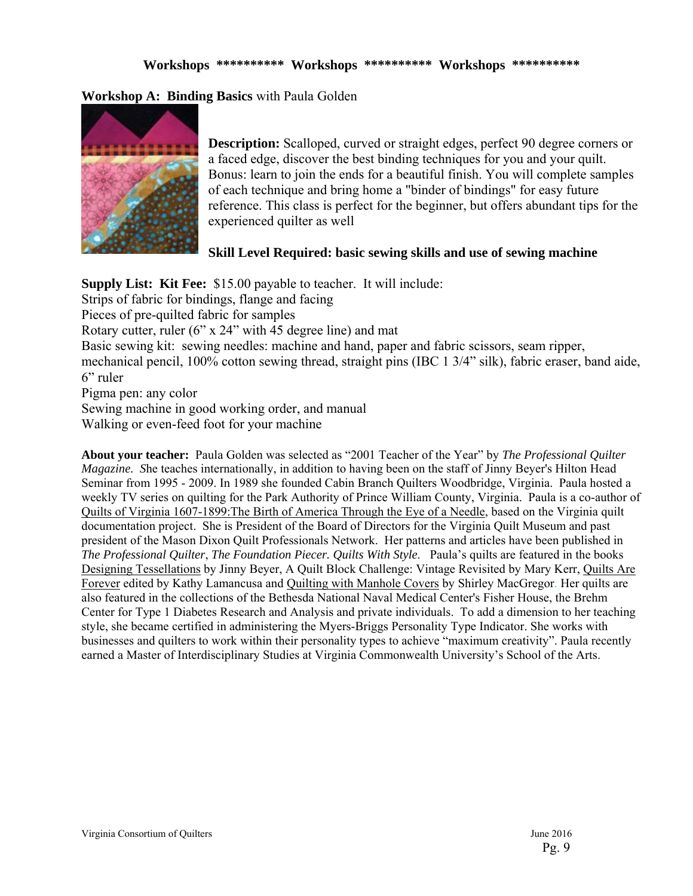**Workshops ********** Workshops ********** Workshops ************

## Workshop A: Binding Basics with Paula Golden

**Description:** Scalloped, curved or straight edges, perfect 90 degree corners or a faced edge, discover the best binding techniques for you and your quilt. Bonus: learn to join the ends for a beautiful finish. You will complete samples of each technique and bring home a "binder of bindings" for easy future reference. This class is perfect for the beginner, but offers abundant tips for the experienced quilter as well

**Skill Level Required: basic sewing skills and use of sewing machine**

**Supply List: Kit Fee:** $15.00 payable to teacher. It will include:
Strips of fabric for bindings, flange and facing
Pieces of pre-quilted fabric for samples
Rotary cutter, ruler (6" x 24" with 45 degree line) and mat
Basic sewing kit: sewing needles: machine and hand, paper and fabric scissors, seam ripper, mechanical pencil, 100% cotton sewing thread, straight pins (IBC 1 3/4" silk), fabric eraser, band aide, 6" ruler
Pigma pen: any color
Sewing machine in good working order, and manual
Walking or even-feed foot for your machine

**About your teacher:** Paula Golden was selected as "2001 Teacher of the Year" by *The Professional Quilter Magazine. S*he teaches internationally, in addition to having been on the staff of Jinny Beyer's Hilton Head Seminar from 1995 - 2009. In 1989 she founded Cabin Branch Quilters Woodbridge, Virginia. Paula hosted a weekly TV series on quilting for the Park Authority of Prince William County, Virginia. Paula is a co-author of Quilts of Virginia 1607-1899:The Birth of America Through the Eye of a Needle, based on the Virginia quilt documentation project. She is President of the Board of Directors for the Virginia Quilt Museum and past president of the Mason Dixon Quilt Professionals Network. Her patterns and articles have been published in *The Professional Quilter*, *The Foundation Piecer. Quilts With Style*. Paula's quilts are featured in the books Designing Tessellations by Jinny Beyer, A Quilt Block Challenge: Vintage Revisited by Mary Kerr, Quilts Are Forever edited by Kathy Lamancusa and Quilting with Manhole Covers by Shirley MacGregor. Her quilts are also featured in the collections of the Bethesda National Naval Medical Center's Fisher House, the Brehm Center for Type 1 Diabetes Research and Analysis and private individuals. To add a dimension to her teaching style, she became certified in administering the Myers-Briggs Personality Type Indicator. She works with businesses and quilters to work within their personality types to achieve "maximum creativity". Paula recently earned a Master of Interdisciplinary Studies at Virginia Commonwealth University's School of the Arts.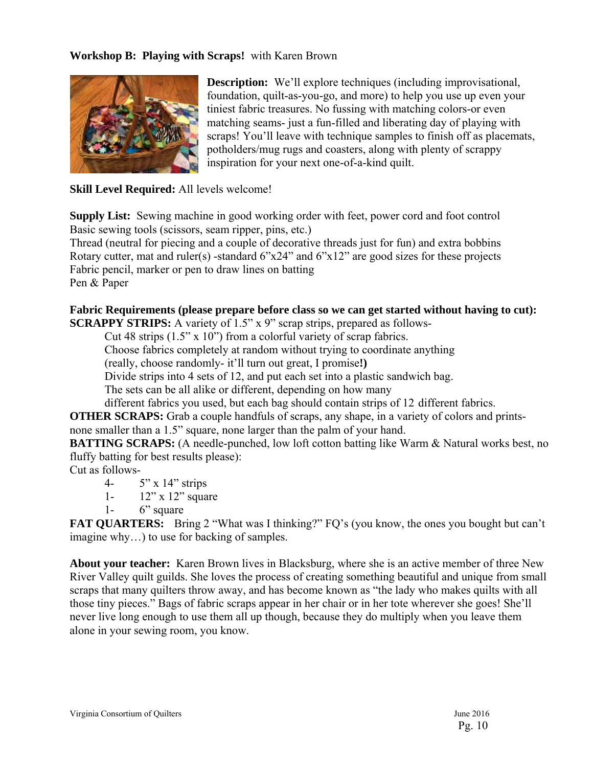**Workshop B: Playing with Scraps!** with Karen Brown

**Description:** We'll explore techniques (including improvisational, foundation, quilt-as-you-go, and more) to help you use up even your tiniest fabric treasures. No fussing with matching colors-or even matching seams- just a fun-filled and liberating day of playing with scraps! You'll leave with technique samples to finish off as placemats, potholders/mug rugs and coasters, along with plenty of scrappy inspiration for your next one-of-a-kind quilt.

**Skill Level Required:** All levels welcome!

**Supply List:** Sewing machine in good working order with feet, power cord and foot control
Basic sewing tools (scissors, seam ripper, pins, etc.)
Thread (neutral for piecing and a couple of decorative threads just for fun) and extra bobbins
Rotary cutter, mat and ruler(s) -standard 6"x24" and 6"x12" are good sizes for these projects
Fabric pencil, marker or pen to draw lines on batting
Pen & Paper

**Fabric Requirements (please prepare before class so we can get started without having to cut):**
**SCRAPPY STRIPS:** A variety of 1.5" x 9" scrap strips, prepared as follows-

Cut 48 strips (1.5" x 10") from a colorful variety of scrap fabrics.
Choose fabrics completely at random without trying to coordinate anything
(really, choose randomly- it'll turn out great, I promise**!)**
Divide strips into 4 sets of 12, and put each set into a plastic sandwich bag.
The sets can be all alike or different, depending on how many
different fabrics you used, but each bag should contain strips of 12 different fabrics.

**OTHER SCRAPS:** Grab a couple handfuls of scraps, any shape, in a variety of colors and prints- none smaller than a 1.5" square, none larger than the palm of your hand.
**BATTING SCRAPS:** (A needle-punched, low loft cotton batting like Warm & Natural works best, no fluffy batting for best results please):
Cut as follows-

- 4- 5" x 14" strips
- 1- 12" x 12" square
- 1- 6" square

**FAT QUARTERS:** Bring 2 "What was I thinking?" FQ's (you know, the ones you bought but can't imagine why…) to use for backing of samples.

**About your teacher:** Karen Brown lives in Blacksburg, where she is an active member of three New River Valley quilt guilds. She loves the process of creating something beautiful and unique from small scraps that many quilters throw away, and has become known as "the lady who makes quilts with all those tiny pieces." Bags of fabric scraps appear in her chair or in her tote wherever she goes! She'll never live long enough to use them all up though, because they do multiply when you leave them alone in your sewing room, you know.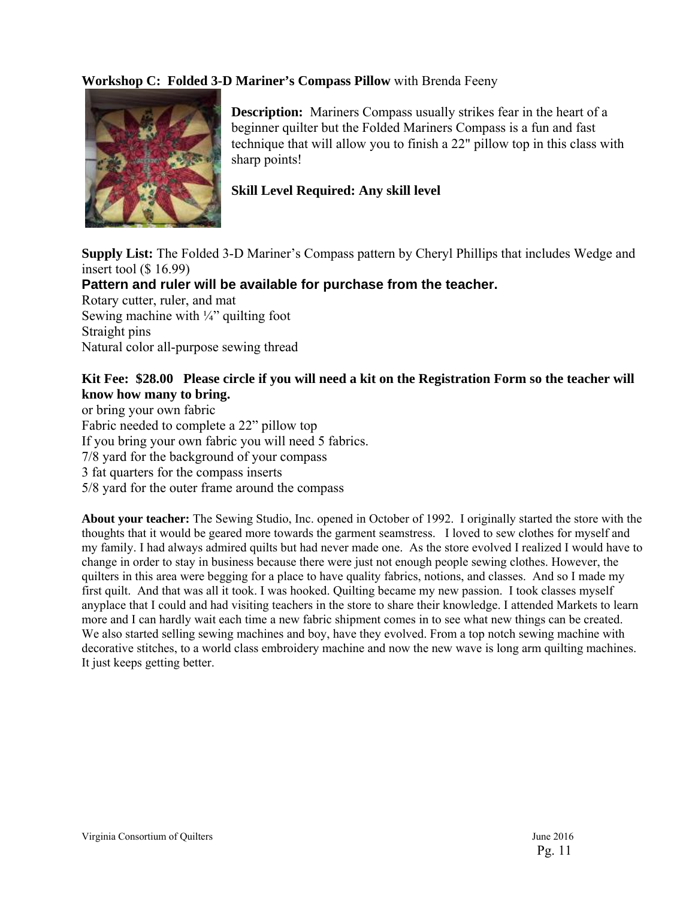**Workshop C: Folded 3-D Mariner's Compass Pillow** with Brenda Feeny

**Description:** Mariners Compass usually strikes fear in the heart of a beginner quilter but the Folded Mariners Compass is a fun and fast technique that will allow you to finish a 22" pillow top in this class with sharp points!

**Skill Level Required: Any skill level**

**Supply List:** The Folded 3-D Mariner's Compass pattern by Cheryl Phillips that includes Wedge and insert tool ($ 16.99)

**Pattern and ruler will be available for purchase from the teacher.**

Rotary cutter, ruler, and mat
Sewing machine with ¼" quilting foot
Straight pins
Natural color all-purpose sewing thread

**Kit Fee: $28.00 Please circle if you will need a kit on the Registration Form so the teacher will know how many to bring.**

or bring your own fabric
Fabric needed to complete a 22" pillow top
If you bring your own fabric you will need 5 fabrics.
7/8 yard for the background of your compass
3 fat quarters for the compass inserts
5/8 yard for the outer frame around the compass

**About your teacher:** The Sewing Studio, Inc. opened in October of 1992. I originally started the store with the thoughts that it would be geared more towards the garment seamstress. I loved to sew clothes for myself and my family. I had always admired quilts but had never made one. As the store evolved I realized I would have to change in order to stay in business because there were just not enough people sewing clothes. However, the quilters in this area were begging for a place to have quality fabrics, notions, and classes. And so I made my first quilt. And that was all it took. I was hooked. Quilting became my new passion. I took classes myself anyplace that I could and had visiting teachers in the store to share their knowledge. I attended Markets to learn more and I can hardly wait each time a new fabric shipment comes in to see what new things can be created. We also started selling sewing machines and boy, have they evolved. From a top notch sewing machine with decorative stitches, to a world class embroidery machine and now the new wave is long arm quilting machines. It just keeps getting better.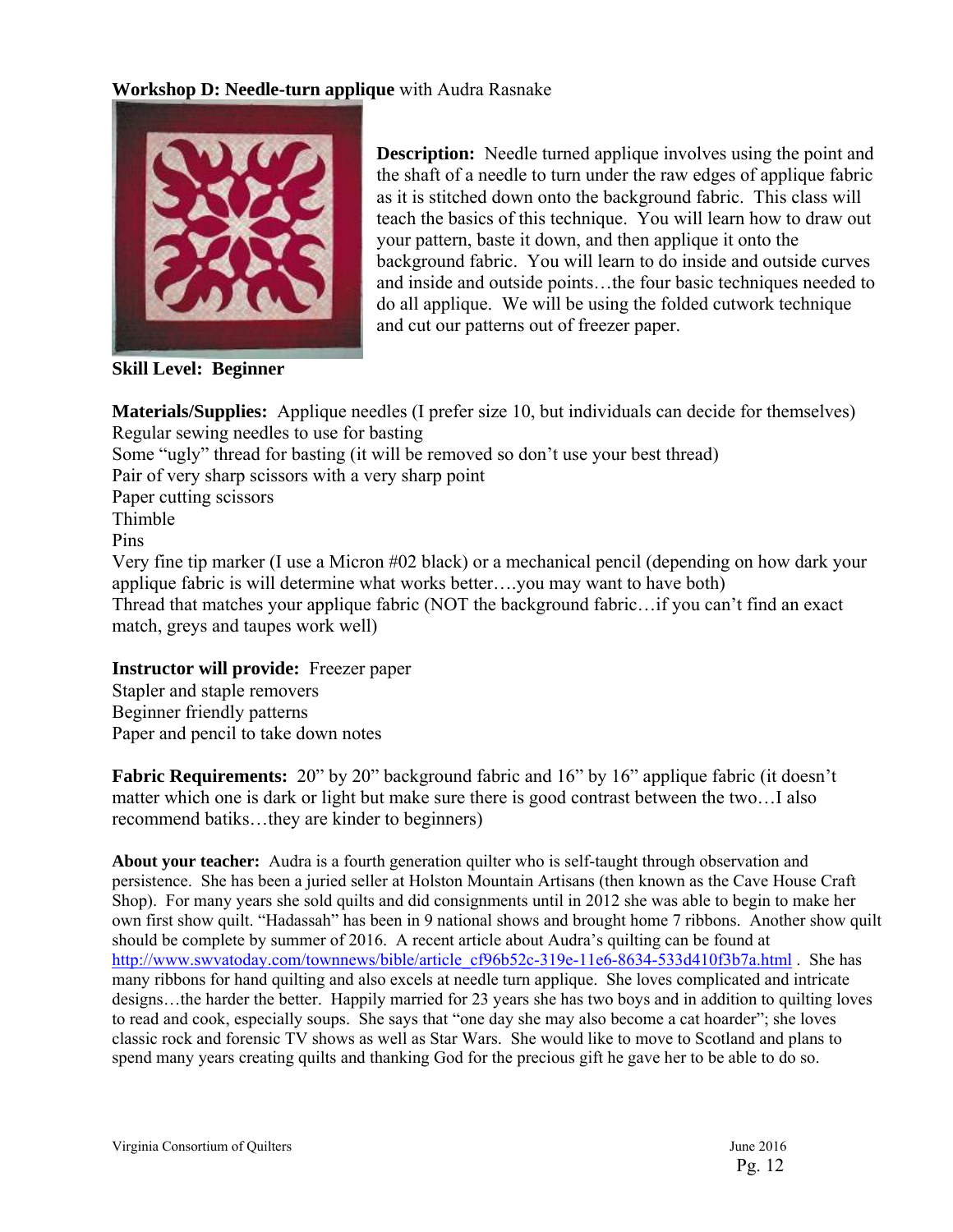**Workshop D: Needle-turn applique** with Audra Rasnake

**Description:** Needle turned applique involves using the point and the shaft of a needle to turn under the raw edges of applique fabric as it is stitched down onto the background fabric. This class will teach the basics of this technique. You will learn how to draw out your pattern, baste it down, and then applique it onto the background fabric. You will learn to do inside and outside curves and inside and outside points…the four basic techniques needed to do all applique. We will be using the folded cutwork technique and cut our patterns out of freezer paper.

**Skill Level: Beginner**

**Materials/Supplies:** Applique needles (I prefer size 10, but individuals can decide for themselves)
Regular sewing needles to use for basting
Some "ugly" thread for basting (it will be removed so don't use your best thread)
Pair of very sharp scissors with a very sharp point
Paper cutting scissors
Thimble
Pins
Very fine tip marker (I use a Micron #02 black) or a mechanical pencil (depending on how dark your applique fabric is will determine what works better….you may want to have both)
Thread that matches your applique fabric (NOT the background fabric…if you can't find an exact match, greys and taupes work well)

**Instructor will provide:** Freezer paper
Stapler and staple removers
Beginner friendly patterns
Paper and pencil to take down notes

**Fabric Requirements:** 20" by 20" background fabric and 16" by 16" applique fabric (it doesn't matter which one is dark or light but make sure there is good contrast between the two…I also recommend batiks…they are kinder to beginners)

**About your teacher:** Audra is a fourth generation quilter who is self-taught through observation and persistence. She has been a juried seller at Holston Mountain Artisans (then known as the Cave House Craft Shop). For many years she sold quilts and did consignments until in 2012 she was able to begin to make her own first show quilt. "Hadassah" has been in 9 national shows and brought home 7 ribbons. Another show quilt should be complete by summer of 2016. A recent article about Audra's quilting can be found at http://www.swvatoday.com/townnews/bible/article_cf96b52c-319e-11e6-8634-533d410f3b7a.html . She has many ribbons for hand quilting and also excels at needle turn applique. She loves complicated and intricate designs…the harder the better. Happily married for 23 years she has two boys and in addition to quilting loves to read and cook, especially soups. She says that "one day she may also become a cat hoarder"; she loves classic rock and forensic TV shows as well as Star Wars. She would like to move to Scotland and plans to spend many years creating quilts and thanking God for the precious gift he gave her to be able to do so.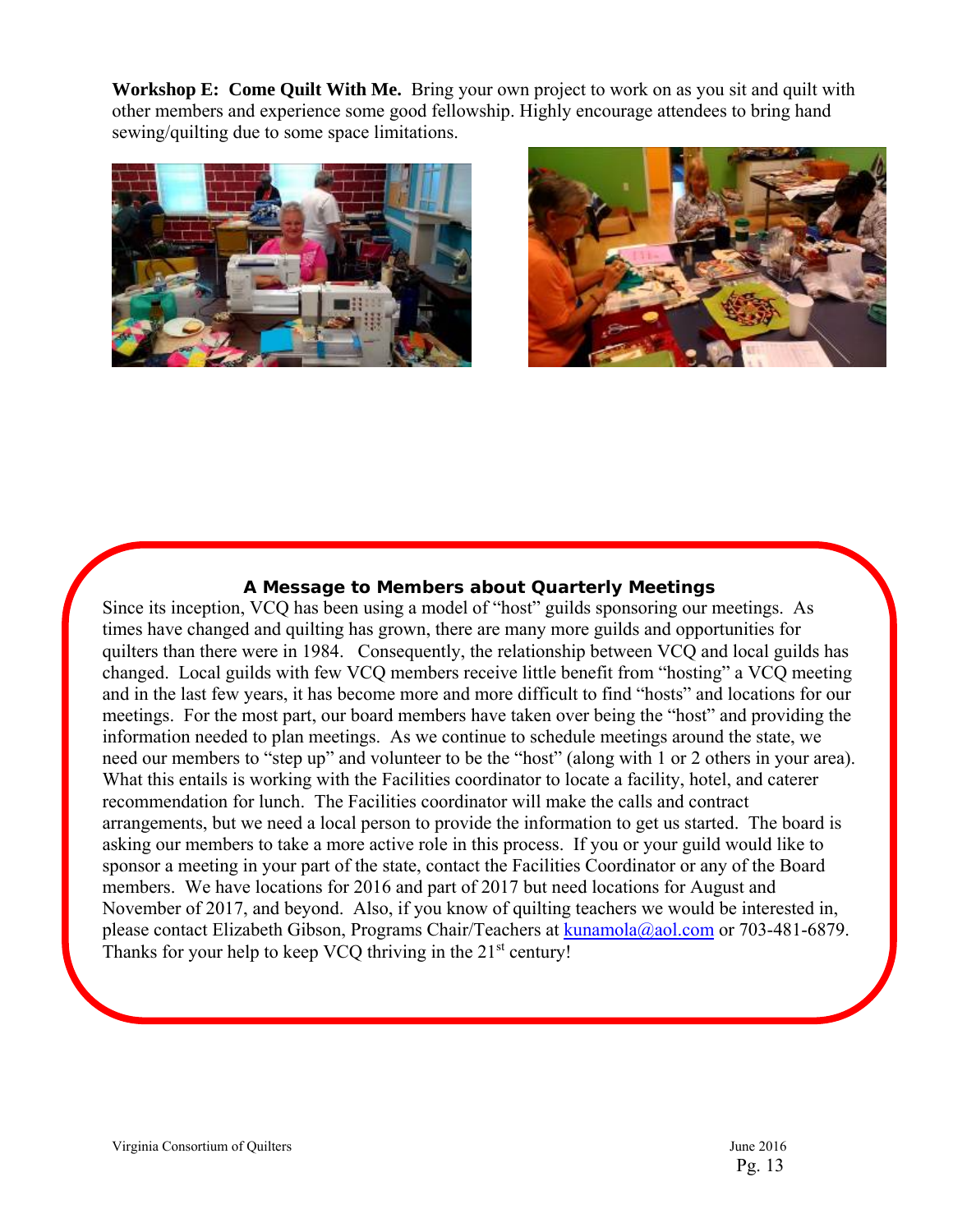**Workshop E: Come Quilt With Me.** Bring your own project to work on as you sit and quilt with other members and experience some good fellowship. Highly encourage attendees to bring hand sewing/quilting due to some space limitations.

### A Message to Members about Quarterly Meetings

Since its inception, VCQ has been using a model of "host" guilds sponsoring our meetings. As times have changed and quilting has grown, there are many more guilds and opportunities for quilters than there were in 1984. Consequently, the relationship between VCQ and local guilds has changed. Local guilds with few VCQ members receive little benefit from "hosting" a VCQ meeting and in the last few years, it has become more and more difficult to find "hosts" and locations for our meetings. For the most part, our board members have taken over being the "host" and providing the information needed to plan meetings. As we continue to schedule meetings around the state, we need our members to "step up" and volunteer to be the "host" (along with 1 or 2 others in your area). What this entails is working with the Facilities coordinator to locate a facility, hotel, and caterer recommendation for lunch. The Facilities coordinator will make the calls and contract arrangements, but we need a local person to provide the information to get us started. The board is asking our members to take a more active role in this process. If you or your guild would like to sponsor a meeting in your part of the state, contact the Facilities Coordinator or any of the Board members. We have locations for 2016 and part of 2017 but need locations for August and November of 2017, and beyond. Also, if you know of quilting teachers we would be interested in, please contact Elizabeth Gibson, Programs Chair/Teachers at kunamola@aol.com or 703-481-6879. Thanks for your help to keep VCQ thriving in the 21st century!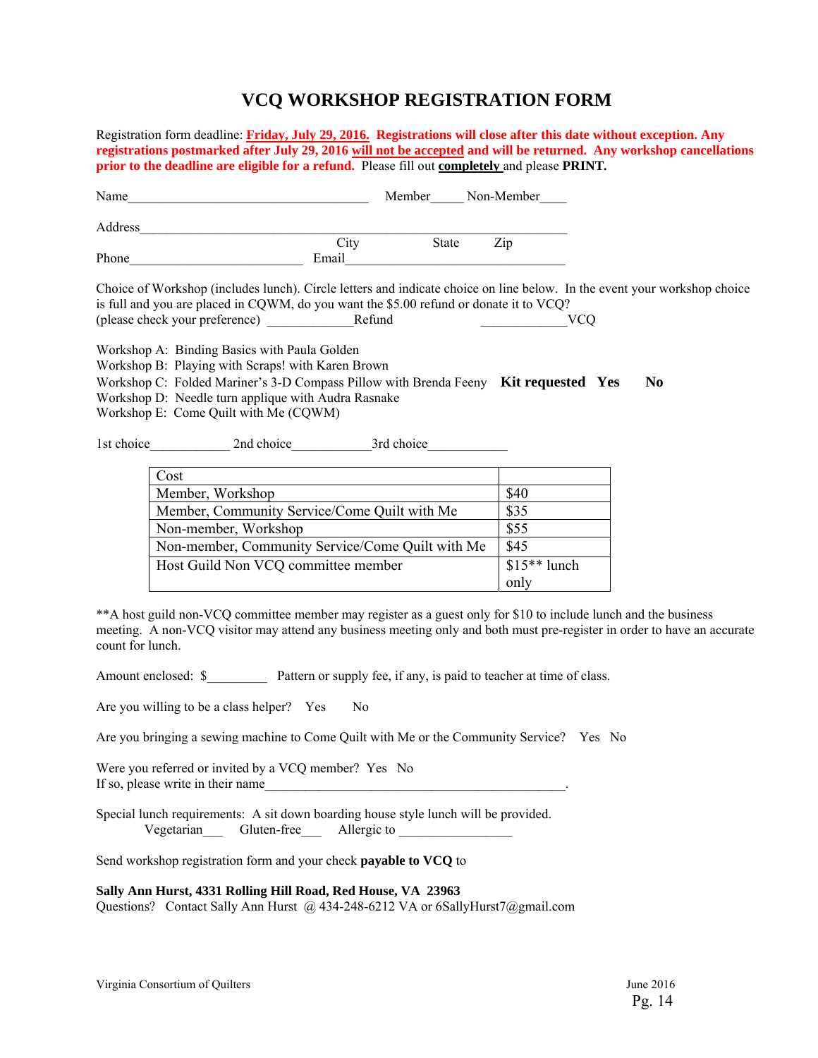# VCQ WORKSHOP REGISTRATION FORM

Registration form deadline: **Friday, July 29, 2016. Registrations will close after this date without exception. Any registrations postmarked after July 29, 2016 will not be accepted and will be returned. Any workshop cancellations prior to the deadline are eligible for a refund.** Please fill out **completely** and please **PRINT.**

Name____________________________________ Member_____ Non-Member____

Address______________________________________________________________

City State Zip

Phone__________________________ Email_________________________________

Choice of Workshop (includes lunch). Circle letters and indicate choice on line below. In the event your workshop choice is full and you are placed in CQWM, do you want the $5.00 refund or donate it to VCQ?
(please check your preference) _____________Refund _____________VCQ

Workshop A: Binding Basics with Paula Golden
Workshop B: Playing with Scraps! with Karen Brown
Workshop C: Folded Mariner's 3-D Compass Pillow with Brenda Feeny **Kit requested Yes No**
Workshop D: Needle turn applique with Audra Rasnake
Workshop E: Come Quilt with Me (CQWM)

1st choice____________ 2nd choice____________3rd choice____________

| Cost | |
|---|---|
| Member, Workshop | $40 |
| Member, Community Service/Come Quilt with Me | $35 |
| Non-member, Workshop | $55 |
| Non-member, Community Service/Come Quilt with Me | $45 |
| Host Guild Non VCQ committee member | $15** lunch only |

**A host guild non-VCQ committee member may register as a guest only for $10 to include lunch and the business meeting. A non-VCQ visitor may attend any business meeting only and both must pre-register in order to have an accurate count for lunch.

Amount enclosed: $_________ Pattern or supply fee, if any, is paid to teacher at time of class.

Are you willing to be a class helper? Yes No

Are you bringing a sewing machine to Come Quilt with Me or the Community Service? Yes No

Were you referred or invited by a VCQ member? Yes No
If so, please write in their name_____________________________________________.

Special lunch requirements: A sit down boarding house style lunch will be provided.
Vegetarian___ Gluten-free___ Allergic to _________________

Send workshop registration form and your check **payable to VCQ** to

**Sally Ann Hurst, 4331 Rolling Hill Road, Red House, VA 23963**
Questions? Contact Sally Ann Hurst @ 434-248-6212 VA or 6SallyHurst7@gmail.com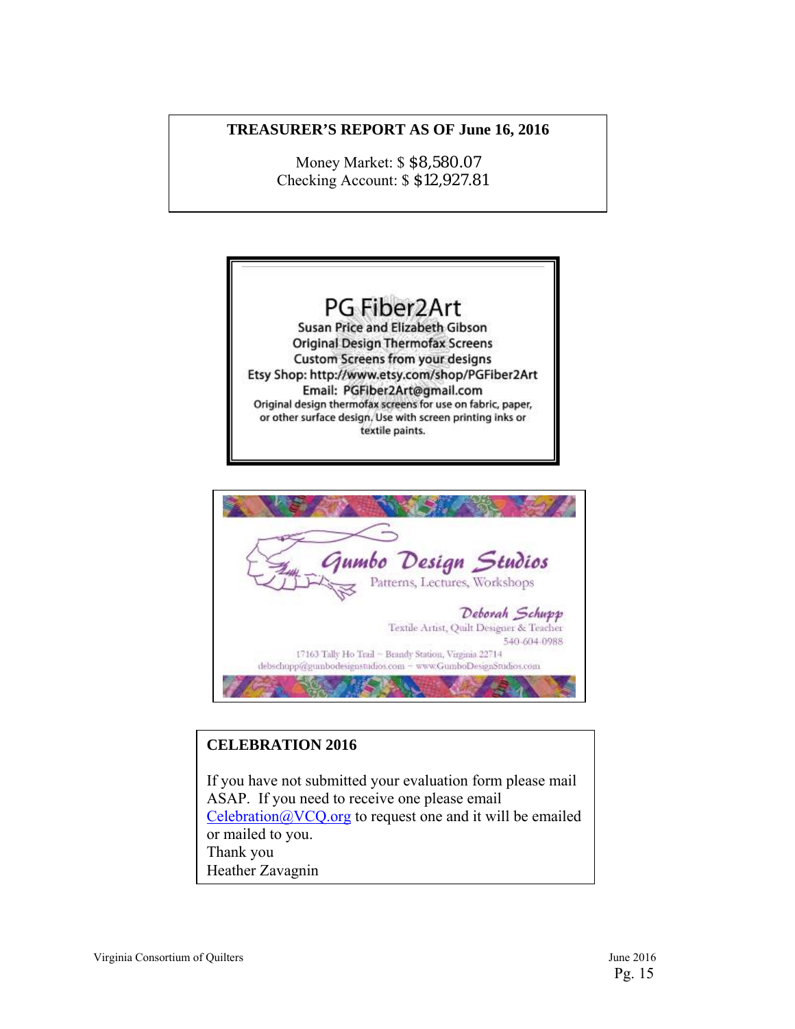**TREASURER'S REPORT AS OF June 16, 2016**

Money Market: $ $8,580.07
Checking Account: $ $12,927.81

PG Fiber2Art
Susan Price and Elizabeth Gibson
Original Design Thermofax Screens
Custom Screens from your designs
Etsy Shop: http://www.etsy.com/shop/PGFiber2Art
Email: PGFiber2Art@gmail.com
Original design thermofax screens for use on fabric, paper, or other surface design. Use with screen printing inks or textile paints.

Gumbo Design Studios
Patterns, Lectures, Workshops
Deborah Schupp
Textile Artist, Quilt Designer & Teacher
540-604-0988
17163 Tally Ho Trail ~ Brandy Station, Virginia 22714
debschupp@gumbodesignstudios.com ~ www.GumboDesignStudios.com

**CELEBRATION 2016**

If you have not submitted your evaluation form please mail ASAP. If you need to receive one please email Celebration@VCQ.org to request one and it will be emailed or mailed to you.
Thank you
Heather Zavagnin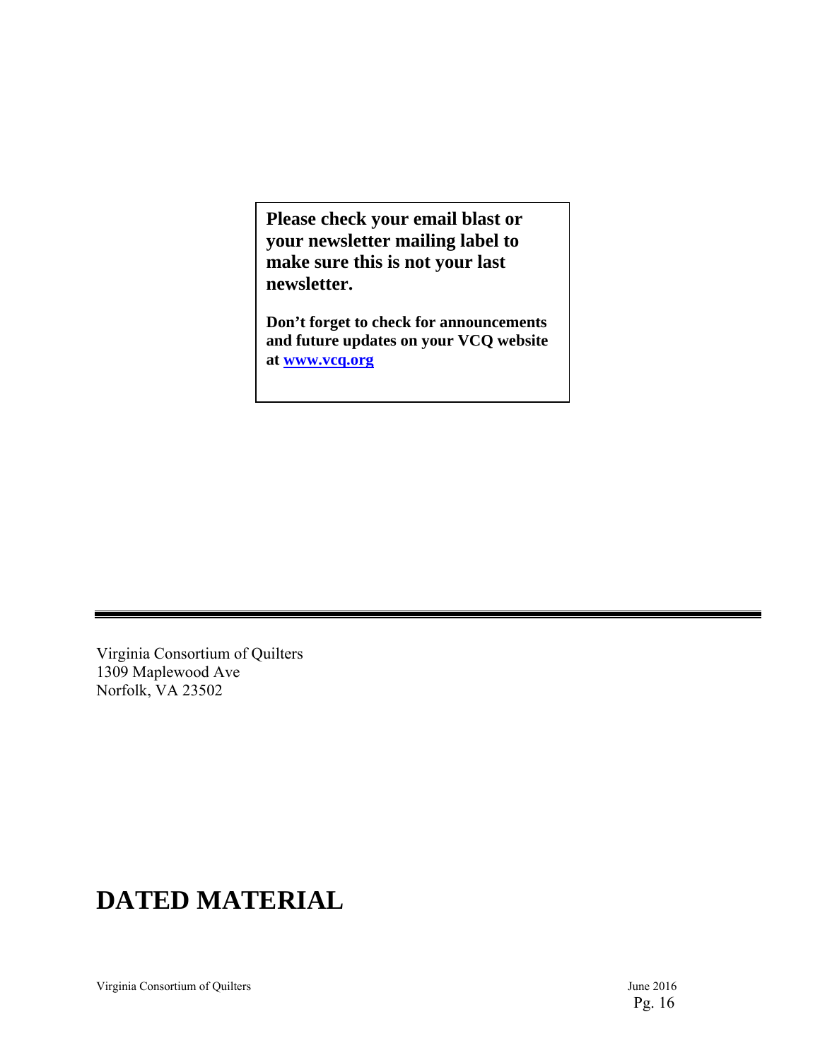**Please check your email blast or your newsletter mailing label to make sure this is not your last newsletter.**

**Don't forget to check for announcements and future updates on your VCQ website at [www.vcq.org](http://www.vcq.org)**

---

Virginia Consortium of Quilters
1309 Maplewood Ave
Norfolk, VA 23502

# DATED MATERIAL